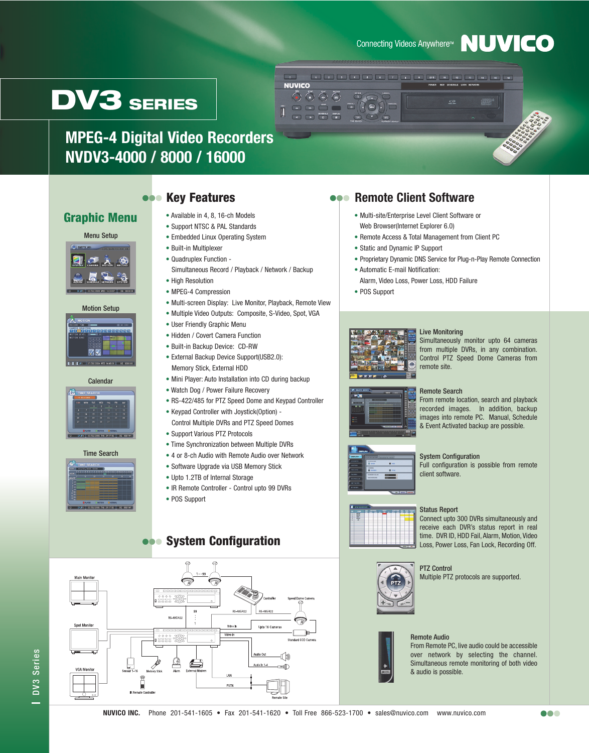Connecting Videos Anywhere™ NUVICO

# DV3 SERIES

## MPEG-4 Digital Video Recorders
## NVDV3-4000 / 8000 / 16000

## Graphic Menu

Menu Setup

Motion Setup

Calendar

Time Search

## Key Features

- Available in 4, 8, 16-ch Models
- Support NTSC & PAL Standards
- Embedded Linux Operating System
- Built-in Multiplexer
- Quadruplex Function - Simultaneous Record / Playback / Network / Backup
- High Resolution
- MPEG-4 Compression
- Multi-screen Display: Live Monitor, Playback, Remote View
- Multiple Video Outputs: Composite, S-Video, Spot, VGA
- User Friendly Graphic Menu
- Hidden / Covert Camera Function
- Built-in Backup Device: CD-RW
- External Backup Device Support(USB2.0): Memory Stick, External HDD
- Mini Player: Auto Installation into CD during backup
- Watch Dog / Power Failure Recovery
- RS-422/485 for PTZ Speed Dome and Keypad Controller
- Keypad Controller with Joystick(Option) - Control Multiple DVRs and PTZ Speed Domes
- Support Various PTZ Protocols
- Time Synchronization between Multiple DVRs
- 4 or 8-ch Audio with Remote Audio over Network
- Software Upgrade via USB Memory Stick
- Upto 1.2TB of Internal Storage
- IR Remote Controller - Control upto 99 DVRs
- POS Support

## System Configuration

Main Monitor, Spot Monitor, VGA Monitor, 1 ··· 99, Controller, Speed Dome Camera, RS-485/422, 99, Video In, Upto 16 Cameras, Standard CCD Camera, Audio Out, Audio In 1~4, Sensor 1~16, Memory Stick, Alarm, External Modem, LAN, PSTN, IR Remote Controller, Remote Site

## Remote Client Software

- Multi-site/Enterprise Level Client Software or Web Browser(Internet Explorer 6.0)
- Remote Access & Total Management from Client PC
- Static and Dynamic IP Support
- Proprietary Dynamic DNS Service for Plug-n-Play Remote Connection
- Automatic E-mail Notification: Alarm, Video Loss, Power Loss, HDD Failure
- POS Support

**Live Monitoring**
Simultaneously monitor upto 64 cameras from multiple DVRs, in any combination. Control PTZ Speed Dome Cameras from remote site.

**Remote Search**
From remote location, search and playback recorded images. In addition, backup images into remote PC. Manual, Schedule & Event Activated backup are possible.

**System Configuration**
Full configuration is possible from remote client software.

**Status Report**
Connect upto 300 DVRs simultaneously and receive each DVR's status report in real time. DVR ID, HDD Fail, Alarm, Motion, Video Loss, Power Loss, Fan Lock, Recording Off.

**PTZ Control**
Multiple PTZ protocols are supported.

**Remote Audio**
From Remote PC, live audio could be accessible over network by selecting the channel. Simultaneous remote monitoring of both video & audio is possible.

**NUVICO INC.** Phone 201-541-1605 • Fax 201-541-1620 • Toll Free 866-523-1700 • sales@nuvico.com www.nuvico.com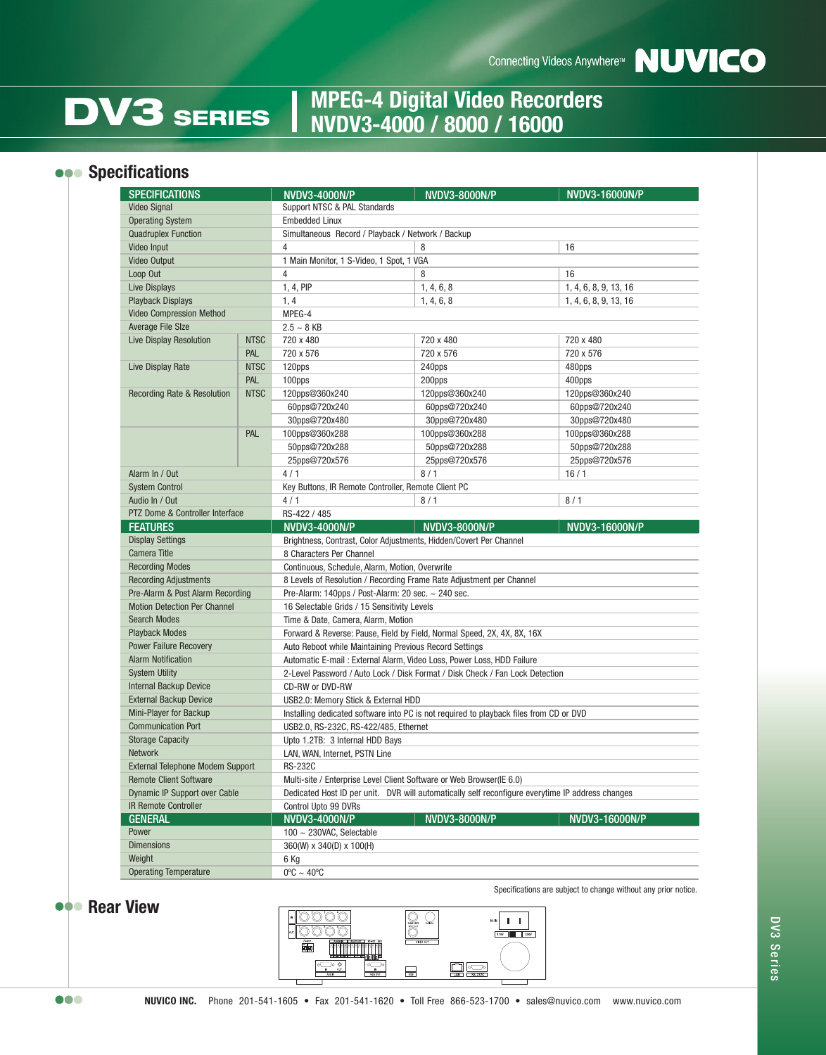# DV3 SERIES | MPEG-4 Digital Video Recorders NVDV3-4000 / 8000 / 16000

Connecting Videos Anywhere™ NUVICO

## Specifications

| SPECIFICATIONS | | NVDV3-4000N/P | NVDV3-8000N/P | NVDV3-16000N/P |
|---|---|---|---|---|
| Video Signal | | Support NTSC & PAL Standards | | |
| Operating System | | Embedded Linux | | |
| Quadruplex Function | | Simultaneous Record / Playback / Network / Backup | | |
| Video Input | | 4 | 8 | 16 |
| Video Output | | 1 Main Monitor, 1 S-Video, 1 Spot, 1 VGA | | |
| Loop Out | | 4 | 8 | 16 |
| Live Displays | | 1, 4, PIP | 1, 4, 6, 8 | 1, 4, 6, 8, 9, 13, 16 |
| Playback Displays | | 1, 4 | 1, 4, 6, 8 | 1, 4, 6, 8, 9, 13, 16 |
| Video Compression Method | | MPEG-4 | | |
| Average File SIze | | 2.5 ~ 8 KB | | |
| Live Display Resolution | NTSC | 720 x 480 | 720 x 480 | 720 x 480 |
| | PAL | 720 x 576 | 720 x 576 | 720 x 576 |
| Live Display Rate | NTSC | 120pps | 240pps | 480pps |
| | PAL | 100pps | 200pps | 400pps |
| Recording Rate & Resolution | NTSC | 120pps@360x240 | 120pps@360x240 | 120pps@360x240 |
| | | 60pps@720x240 | 60pps@720x240 | 60pps@720x240 |
| | | 30pps@720x480 | 30pps@720x480 | 30pps@720x480 |
| | PAL | 100pps@360x288 | 100pps@360x288 | 100pps@360x288 |
| | | 50pps@720x288 | 50pps@720x288 | 50pps@720x288 |
| | | 25pps@720x576 | 25pps@720x576 | 25pps@720x576 |
| Alarm In / Out | | 4 / 1 | 8 / 1 | 16 / 1 |
| System Control | | Key Buttons, IR Remote Controller, Remote Client PC | | |
| Audio In / Out | | 4 / 1 | 8 / 1 | 8 / 1 |
| PTZ Dome & Controller Interface | | RS-422 / 485 | | |
| **FEATURES** | | **NVDV3-4000N/P** | **NVDV3-8000N/P** | **NVDV3-16000N/P** |
| Display Settings | | Brightness, Contrast, Color Adjustments, Hidden/Covert Per Channel | | |
| Camera Title | | 8 Characters Per Channel | | |
| Recording Modes | | Continuous, Schedule, Alarm, Motion, Overwrite | | |
| Recording Adjustments | | 8 Levels of Resolution / Recording Frame Rate Adjustment per Channel | | |
| Pre-Alarm & Post Alarm Recording | | Pre-Alarm: 140pps / Post-Alarm: 20 sec. ~ 240 sec. | | |
| Motion Detection Per Channel | | 16 Selectable Grids / 15 Sensitivity Levels | | |
| Search Modes | | Time & Date, Camera, Alarm, Motion | | |
| Playback Modes | | Forward & Reverse: Pause, Field by Field, Normal Speed, 2X, 4X, 8X, 16X | | |
| Power Failure Recovery | | Auto Reboot while Maintaining Previous Record Settings | | |
| Alarm Notification | | Automatic E-mail : External Alarm, Video Loss, Power Loss, HDD Failure | | |
| System Utility | | 2-Level Password / Auto Lock / Disk Format / Disk Check / Fan Lock Detection | | |
| Internal Backup Device | | CD-RW or DVD-RW | | |
| External Backup Device | | USB2.0: Memory Stick & External HDD | | |
| Mini-Player for Backup | | Installing dedicated software into PC is not required to playback files from CD or DVD | | |
| Communication Port | | USB2.0, RS-232C, RS-422/485, Ethernet | | |
| Storage Capacity | | Upto 1.2TB: 3 Internal HDD Bays | | |
| Network | | LAN, WAN, Internet, PSTN Line | | |
| External Telephone Modem Support | | RS-232C | | |
| Remote Client Software | | Multi-site / Enterprise Level Client Software or Web Browser(IE 6.0) | | |
| Dynamic IP Support over Cable | | Dedicated Host ID per unit. DVR will automatically self reconfigure everytime IP address changes | | |
| IR Remote Controller | | Control Upto 99 DVRs | | |
| **GENERAL** | | **NVDV3-4000N/P** | **NVDV3-8000N/P** | **NVDV3-16000N/P** |
| Power | | 100 ~ 230VAC, Selectable | | |
| Dimensions | | 360(W) x 340(D) x 100(H) | | |
| Weight | | 6 Kg | | |
| Operating Temperature | | 0ºC ~ 40ºC | | |

Specifications are subject to change without any prior notice.

## Rear View

**NUVICO INC.** Phone 201-541-1605 • Fax 201-541-1620 • Toll Free 866-523-1700 • sales@nuvico.com www.nuvico.com